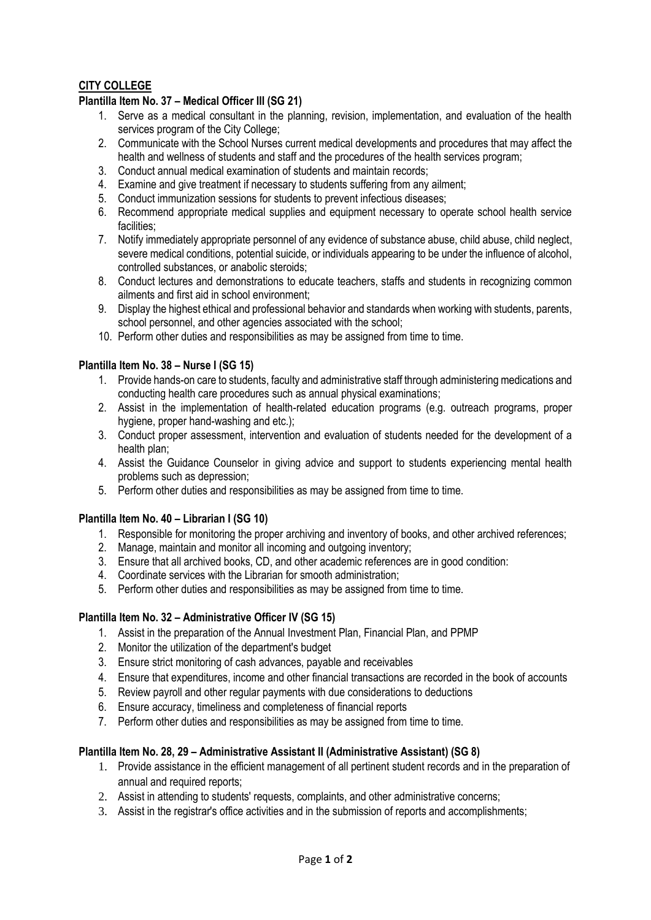**CITY COLLEGE**

**Plantilla Item No. 37 – Medical Officer III (SG 21)**

1. Serve as a medical consultant in the planning, revision, implementation, and evaluation of the health services program of the City College;
2. Communicate with the School Nurses current medical developments and procedures that may affect the health and wellness of students and staff and the procedures of the health services program;
3. Conduct annual medical examination of students and maintain records;
4. Examine and give treatment if necessary to students suffering from any ailment;
5. Conduct immunization sessions for students to prevent infectious diseases;
6. Recommend appropriate medical supplies and equipment necessary to operate school health service facilities;
7. Notify immediately appropriate personnel of any evidence of substance abuse, child abuse, child neglect, severe medical conditions, potential suicide, or individuals appearing to be under the influence of alcohol, controlled substances, or anabolic steroids;
8. Conduct lectures and demonstrations to educate teachers, staffs and students in recognizing common ailments and first aid in school environment;
9. Display the highest ethical and professional behavior and standards when working with students, parents, school personnel, and other agencies associated with the school;
10. Perform other duties and responsibilities as may be assigned from time to time.

**Plantilla Item No. 38 – Nurse I (SG 15)**

1. Provide hands-on care to students, faculty and administrative staff through administering medications and conducting health care procedures such as annual physical examinations;
2. Assist in the implementation of health-related education programs (e.g. outreach programs, proper hygiene, proper hand-washing and etc.);
3. Conduct proper assessment, intervention and evaluation of students needed for the development of a health plan;
4. Assist the Guidance Counselor in giving advice and support to students experiencing mental health problems such as depression;
5. Perform other duties and responsibilities as may be assigned from time to time.

**Plantilla Item No. 40 – Librarian I (SG 10)**

1. Responsible for monitoring the proper archiving and inventory of books, and other archived references;
2. Manage, maintain and monitor all incoming and outgoing inventory;
3. Ensure that all archived books, CD, and other academic references are in good condition:
4. Coordinate services with the Librarian for smooth administration;
5. Perform other duties and responsibilities as may be assigned from time to time.

**Plantilla Item No. 32 – Administrative Officer IV (SG 15)**

1. Assist in the preparation of the Annual Investment Plan, Financial Plan, and PPMP
2. Monitor the utilization of the department's budget
3. Ensure strict monitoring of cash advances, payable and receivables
4. Ensure that expenditures, income and other financial transactions are recorded in the book of accounts
5. Review payroll and other regular payments with due considerations to deductions
6. Ensure accuracy, timeliness and completeness of financial reports
7. Perform other duties and responsibilities as may be assigned from time to time.

**Plantilla Item No. 28, 29 – Administrative Assistant II (Administrative Assistant) (SG 8)**

1. Provide assistance in the efficient management of all pertinent student records and in the preparation of annual and required reports;
2. Assist in attending to students' requests, complaints, and other administrative concerns;
3. Assist in the registrar's office activities and in the submission of reports and accomplishments;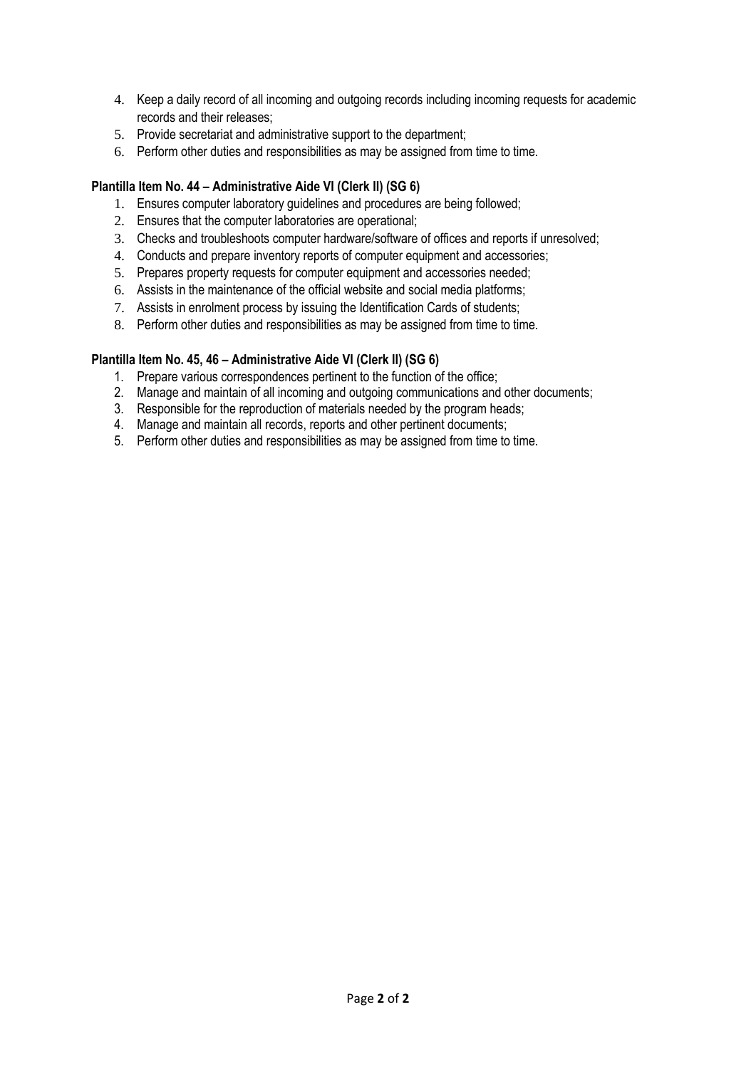4. Keep a daily record of all incoming and outgoing records including incoming requests for academic records and their releases;
5. Provide secretariat and administrative support to the department;
6. Perform other duties and responsibilities as may be assigned from time to time.

**Plantilla Item No. 44 – Administrative Aide VI (Clerk II) (SG 6)**

1. Ensures computer laboratory guidelines and procedures are being followed;
2. Ensures that the computer laboratories are operational;
3. Checks and troubleshoots computer hardware/software of offices and reports if unresolved;
4. Conducts and prepare inventory reports of computer equipment and accessories;
5. Prepares property requests for computer equipment and accessories needed;
6. Assists in the maintenance of the official website and social media platforms;
7. Assists in enrolment process by issuing the Identification Cards of students;
8. Perform other duties and responsibilities as may be assigned from time to time.

**Plantilla Item No. 45, 46 – Administrative Aide VI (Clerk II) (SG 6)**

1. Prepare various correspondences pertinent to the function of the office;
2. Manage and maintain of all incoming and outgoing communications and other documents;
3. Responsible for the reproduction of materials needed by the program heads;
4. Manage and maintain all records, reports and other pertinent documents;
5. Perform other duties and responsibilities as may be assigned from time to time.